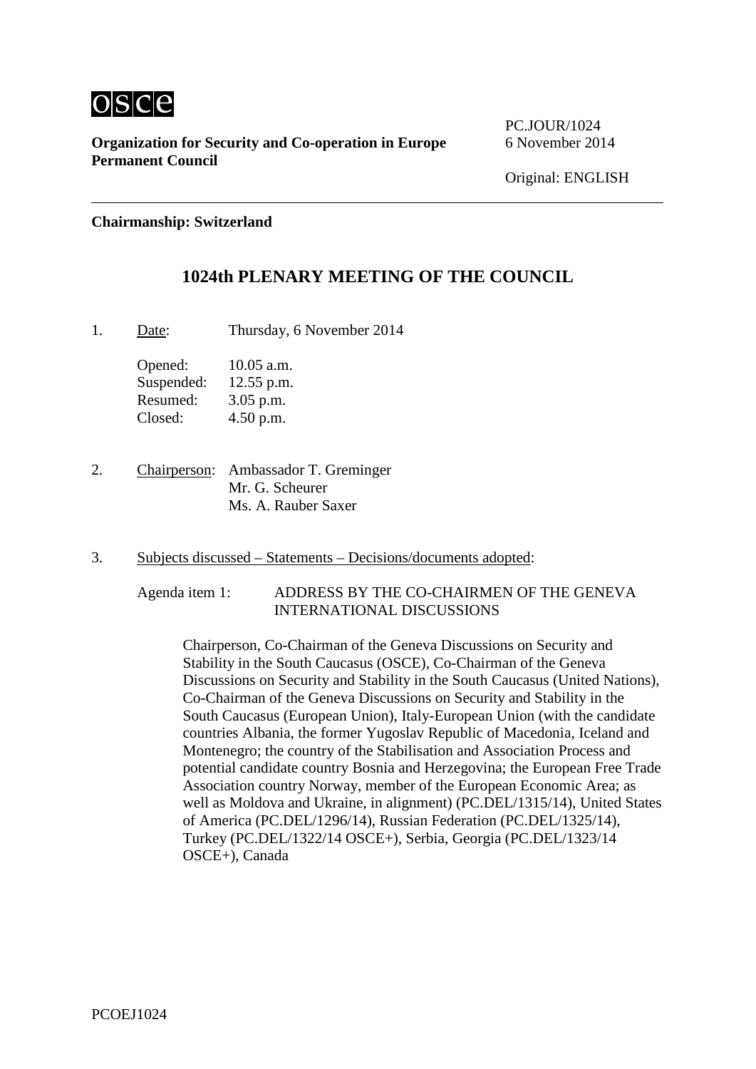osce

**Organization for Security and Co-operation in Europe**
**Permanent Council**

PC.JOUR/1024
6 November 2014

Original: ENGLISH

---

**Chairmanship: Switzerland**

## 1024th PLENARY MEETING OF THE COUNCIL

1. Date: Thursday, 6 November 2014

   Opened: 10.05 a.m.
   Suspended: 12.55 p.m.
   Resumed: 3.05 p.m.
   Closed: 4.50 p.m.

2. Chairperson: Ambassador T. Greminger
   Mr. G. Scheurer
   Ms. A. Rauber Saxer

3. Subjects discussed – Statements – Decisions/documents adopted:

   Agenda item 1: ADDRESS BY THE CO-CHAIRMEN OF THE GENEVA INTERNATIONAL DISCUSSIONS

   Chairperson, Co-Chairman of the Geneva Discussions on Security and Stability in the South Caucasus (OSCE), Co-Chairman of the Geneva Discussions on Security and Stability in the South Caucasus (United Nations), Co-Chairman of the Geneva Discussions on Security and Stability in the South Caucasus (European Union), Italy-European Union (with the candidate countries Albania, the former Yugoslav Republic of Macedonia, Iceland and Montenegro; the country of the Stabilisation and Association Process and potential candidate country Bosnia and Herzegovina; the European Free Trade Association country Norway, member of the European Economic Area; as well as Moldova and Ukraine, in alignment) (PC.DEL/1315/14), United States of America (PC.DEL/1296/14), Russian Federation (PC.DEL/1325/14), Turkey (PC.DEL/1322/14 OSCE+), Serbia, Georgia (PC.DEL/1323/14 OSCE+), Canada

PCOEJ1024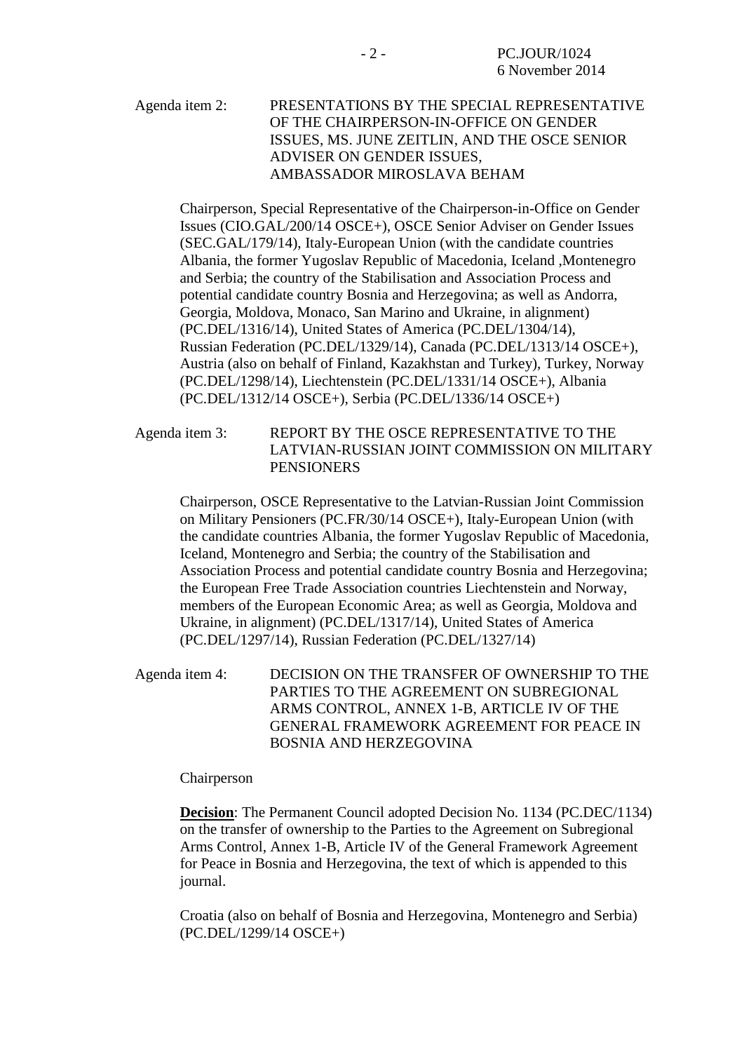Agenda item 2: PRESENTATIONS BY THE SPECIAL REPRESENTATIVE OF THE CHAIRPERSON-IN-OFFICE ON GENDER ISSUES, MS. JUNE ZEITLIN, AND THE OSCE SENIOR ADVISER ON GENDER ISSUES, AMBASSADOR MIROSLAVA BEHAM

Chairperson, Special Representative of the Chairperson-in-Office on Gender Issues (CIO.GAL/200/14 OSCE+), OSCE Senior Adviser on Gender Issues (SEC.GAL/179/14), Italy-European Union (with the candidate countries Albania, the former Yugoslav Republic of Macedonia, Iceland ,Montenegro and Serbia; the country of the Stabilisation and Association Process and potential candidate country Bosnia and Herzegovina; as well as Andorra, Georgia, Moldova, Monaco, San Marino and Ukraine, in alignment) (PC.DEL/1316/14), United States of America (PC.DEL/1304/14), Russian Federation (PC.DEL/1329/14), Canada (PC.DEL/1313/14 OSCE+), Austria (also on behalf of Finland, Kazakhstan and Turkey), Turkey, Norway (PC.DEL/1298/14), Liechtenstein (PC.DEL/1331/14 OSCE+), Albania (PC.DEL/1312/14 OSCE+), Serbia (PC.DEL/1336/14 OSCE+)

Agenda item 3: REPORT BY THE OSCE REPRESENTATIVE TO THE LATVIAN-RUSSIAN JOINT COMMISSION ON MILITARY PENSIONERS

Chairperson, OSCE Representative to the Latvian-Russian Joint Commission on Military Pensioners (PC.FR/30/14 OSCE+), Italy-European Union (with the candidate countries Albania, the former Yugoslav Republic of Macedonia, Iceland, Montenegro and Serbia; the country of the Stabilisation and Association Process and potential candidate country Bosnia and Herzegovina; the European Free Trade Association countries Liechtenstein and Norway, members of the European Economic Area; as well as Georgia, Moldova and Ukraine, in alignment) (PC.DEL/1317/14), United States of America (PC.DEL/1297/14), Russian Federation (PC.DEL/1327/14)

Agenda item 4: DECISION ON THE TRANSFER OF OWNERSHIP TO THE PARTIES TO THE AGREEMENT ON SUBREGIONAL ARMS CONTROL, ANNEX 1-B, ARTICLE IV OF THE GENERAL FRAMEWORK AGREEMENT FOR PEACE IN BOSNIA AND HERZEGOVINA

Chairperson

**Decision**: The Permanent Council adopted Decision No. 1134 (PC.DEC/1134) on the transfer of ownership to the Parties to the Agreement on Subregional Arms Control, Annex 1-B, Article IV of the General Framework Agreement for Peace in Bosnia and Herzegovina, the text of which is appended to this journal.

Croatia (also on behalf of Bosnia and Herzegovina, Montenegro and Serbia) (PC.DEL/1299/14 OSCE+)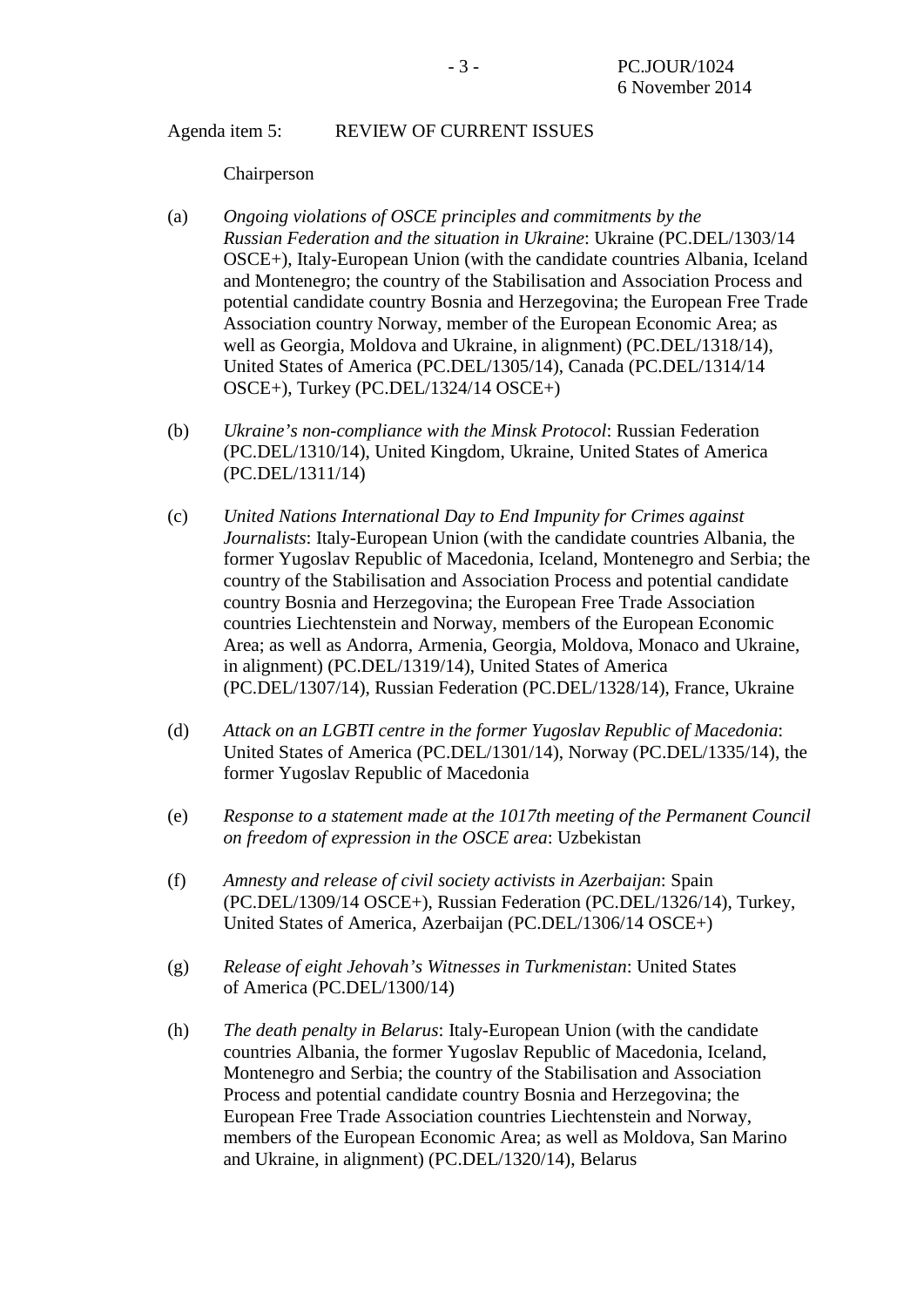Agenda item 5: REVIEW OF CURRENT ISSUES

Chairperson

(a) *Ongoing violations of OSCE principles and commitments by the Russian Federation and the situation in Ukraine*: Ukraine (PC.DEL/1303/14 OSCE+), Italy-European Union (with the candidate countries Albania, Iceland and Montenegro; the country of the Stabilisation and Association Process and potential candidate country Bosnia and Herzegovina; the European Free Trade Association country Norway, member of the European Economic Area; as well as Georgia, Moldova and Ukraine, in alignment) (PC.DEL/1318/14), United States of America (PC.DEL/1305/14), Canada (PC.DEL/1314/14 OSCE+), Turkey (PC.DEL/1324/14 OSCE+)

(b) *Ukraine's non-compliance with the Minsk Protocol*: Russian Federation (PC.DEL/1310/14), United Kingdom, Ukraine, United States of America (PC.DEL/1311/14)

(c) *United Nations International Day to End Impunity for Crimes against Journalists*: Italy-European Union (with the candidate countries Albania, the former Yugoslav Republic of Macedonia, Iceland, Montenegro and Serbia; the country of the Stabilisation and Association Process and potential candidate country Bosnia and Herzegovina; the European Free Trade Association countries Liechtenstein and Norway, members of the European Economic Area; as well as Andorra, Armenia, Georgia, Moldova, Monaco and Ukraine, in alignment) (PC.DEL/1319/14), United States of America (PC.DEL/1307/14), Russian Federation (PC.DEL/1328/14), France, Ukraine

(d) *Attack on an LGBTI centre in the former Yugoslav Republic of Macedonia*: United States of America (PC.DEL/1301/14), Norway (PC.DEL/1335/14), the former Yugoslav Republic of Macedonia

(e) *Response to a statement made at the 1017th meeting of the Permanent Council on freedom of expression in the OSCE area*: Uzbekistan

(f) *Amnesty and release of civil society activists in Azerbaijan*: Spain (PC.DEL/1309/14 OSCE+), Russian Federation (PC.DEL/1326/14), Turkey, United States of America, Azerbaijan (PC.DEL/1306/14 OSCE+)

(g) *Release of eight Jehovah's Witnesses in Turkmenistan*: United States of America (PC.DEL/1300/14)

(h) *The death penalty in Belarus*: Italy-European Union (with the candidate countries Albania, the former Yugoslav Republic of Macedonia, Iceland, Montenegro and Serbia; the country of the Stabilisation and Association Process and potential candidate country Bosnia and Herzegovina; the European Free Trade Association countries Liechtenstein and Norway, members of the European Economic Area; as well as Moldova, San Marino and Ukraine, in alignment) (PC.DEL/1320/14), Belarus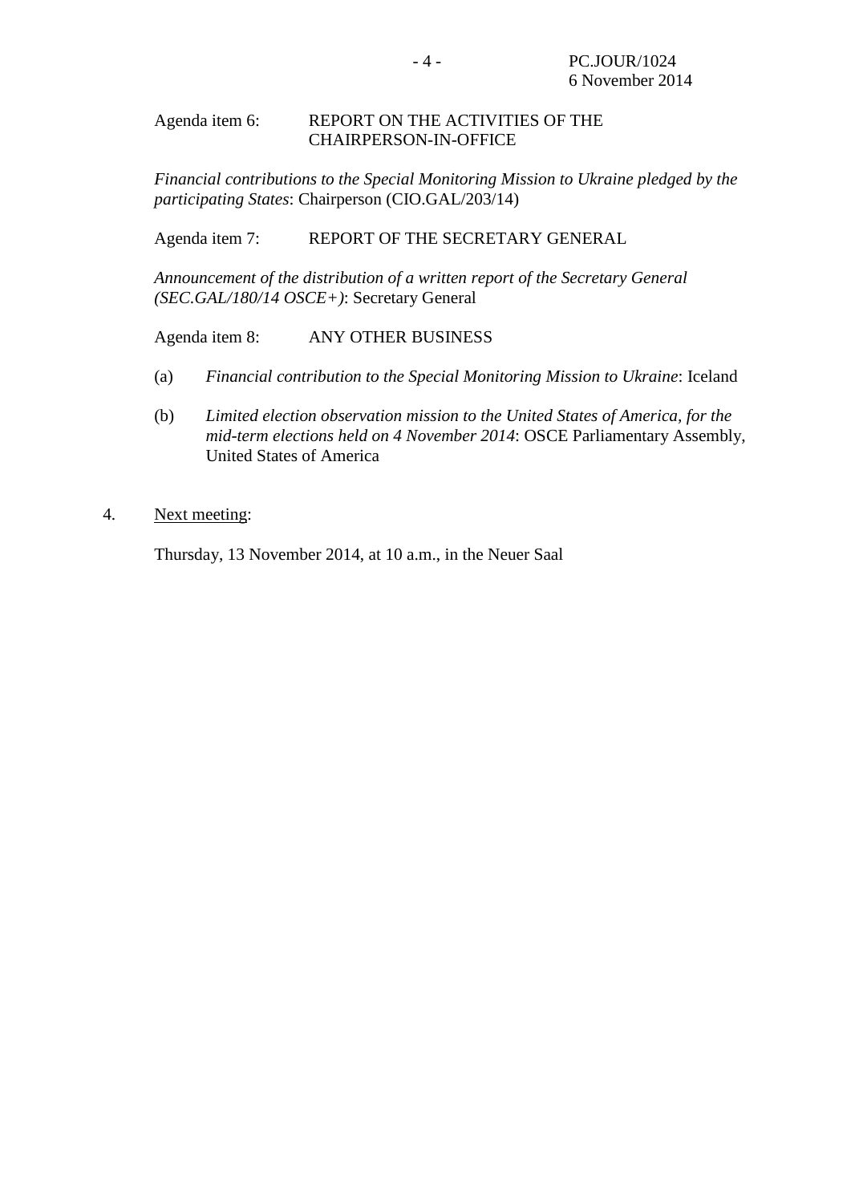Agenda item 6: REPORT ON THE ACTIVITIES OF THE CHAIRPERSON-IN-OFFICE

*Financial contributions to the Special Monitoring Mission to Ukraine pledged by the participating States*: Chairperson (CIO.GAL/203/14)

Agenda item 7: REPORT OF THE SECRETARY GENERAL

*Announcement of the distribution of a written report of the Secretary General (SEC.GAL/180/14 OSCE+)*: Secretary General

Agenda item 8: ANY OTHER BUSINESS

(a) *Financial contribution to the Special Monitoring Mission to Ukraine*: Iceland

(b) *Limited election observation mission to the United States of America, for the mid-term elections held on 4 November 2014*: OSCE Parliamentary Assembly, United States of America

4. Next meeting:

Thursday, 13 November 2014, at 10 a.m., in the Neuer Saal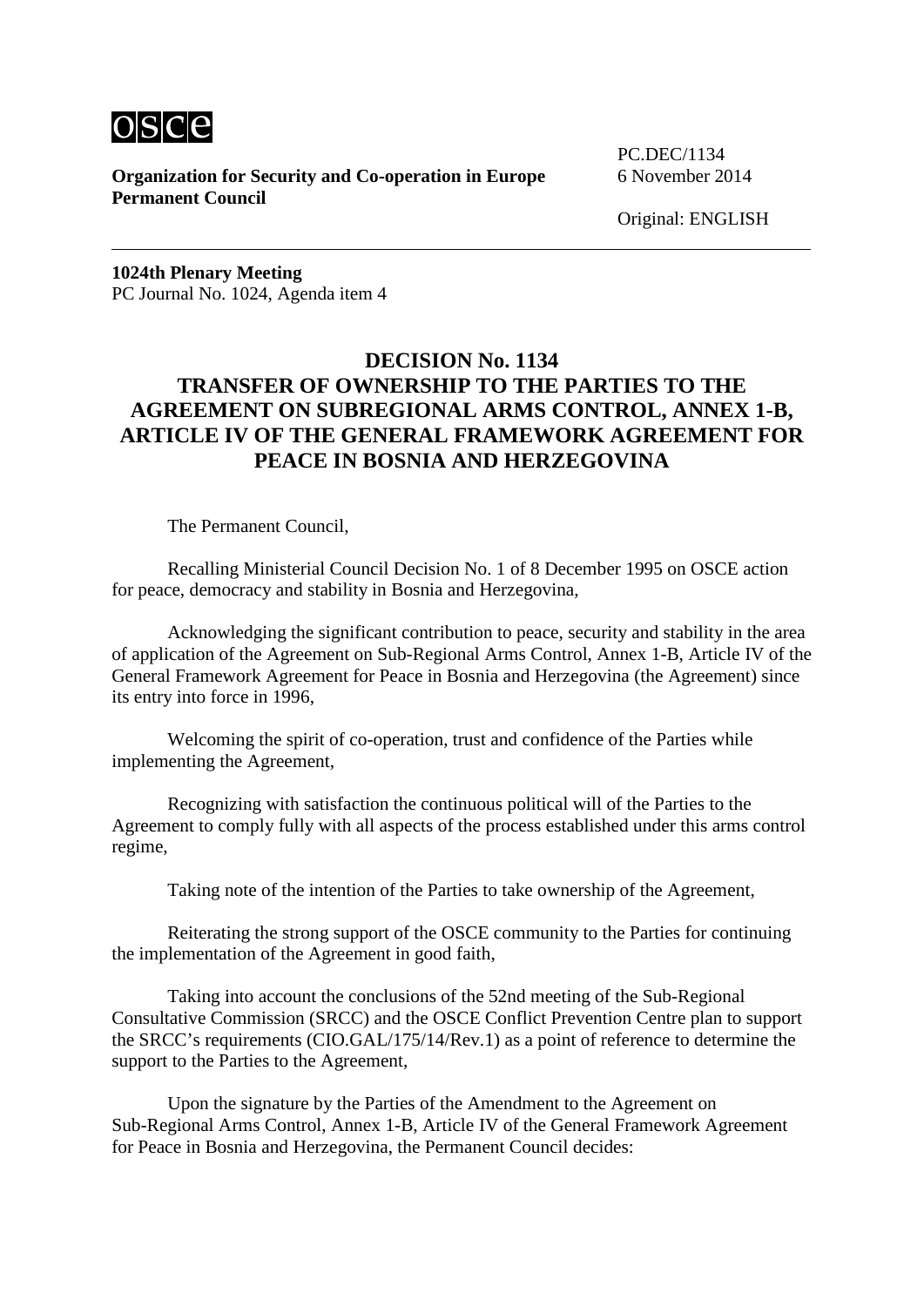**Organization for Security and Co-operation in Europe**
**Permanent Council**

PC.DEC/1134
6 November 2014

Original: ENGLISH

**1024th Plenary Meeting**
PC Journal No. 1024, Agenda item 4

# DECISION No. 1134
# TRANSFER OF OWNERSHIP TO THE PARTIES TO THE AGREEMENT ON SUBREGIONAL ARMS CONTROL, ANNEX 1-B, ARTICLE IV OF THE GENERAL FRAMEWORK AGREEMENT FOR PEACE IN BOSNIA AND HERZEGOVINA

The Permanent Council,

Recalling Ministerial Council Decision No. 1 of 8 December 1995 on OSCE action for peace, democracy and stability in Bosnia and Herzegovina,

Acknowledging the significant contribution to peace, security and stability in the area of application of the Agreement on Sub-Regional Arms Control, Annex 1-B, Article IV of the General Framework Agreement for Peace in Bosnia and Herzegovina (the Agreement) since its entry into force in 1996,

Welcoming the spirit of co-operation, trust and confidence of the Parties while implementing the Agreement,

Recognizing with satisfaction the continuous political will of the Parties to the Agreement to comply fully with all aspects of the process established under this arms control regime,

Taking note of the intention of the Parties to take ownership of the Agreement,

Reiterating the strong support of the OSCE community to the Parties for continuing the implementation of the Agreement in good faith,

Taking into account the conclusions of the 52nd meeting of the Sub-Regional Consultative Commission (SRCC) and the OSCE Conflict Prevention Centre plan to support the SRCC's requirements (CIO.GAL/175/14/Rev.1) as a point of reference to determine the support to the Parties to the Agreement,

Upon the signature by the Parties of the Amendment to the Agreement on Sub-Regional Arms Control, Annex 1-B, Article IV of the General Framework Agreement for Peace in Bosnia and Herzegovina, the Permanent Council decides: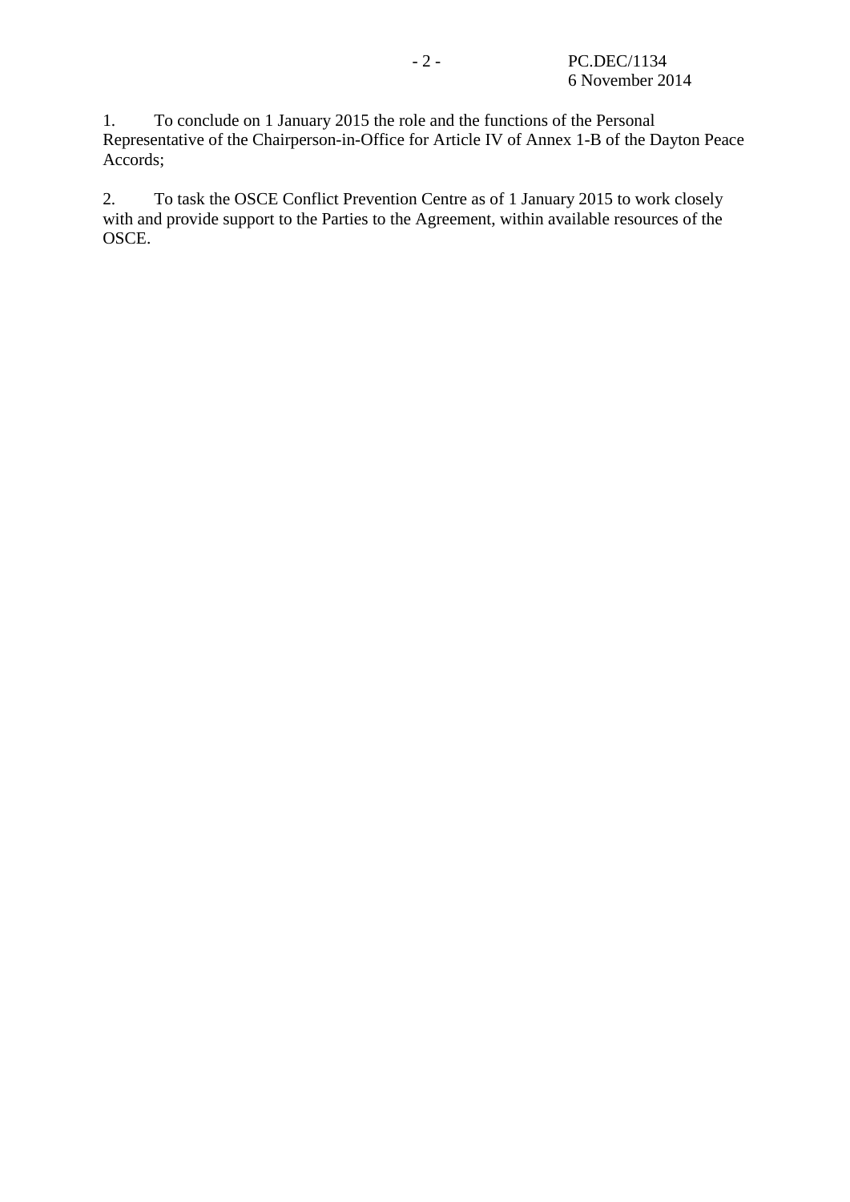1. To conclude on 1 January 2015 the role and the functions of the Personal Representative of the Chairperson-in-Office for Article IV of Annex 1-B of the Dayton Peace Accords;

2. To task the OSCE Conflict Prevention Centre as of 1 January 2015 to work closely with and provide support to the Parties to the Agreement, within available resources of the OSCE.